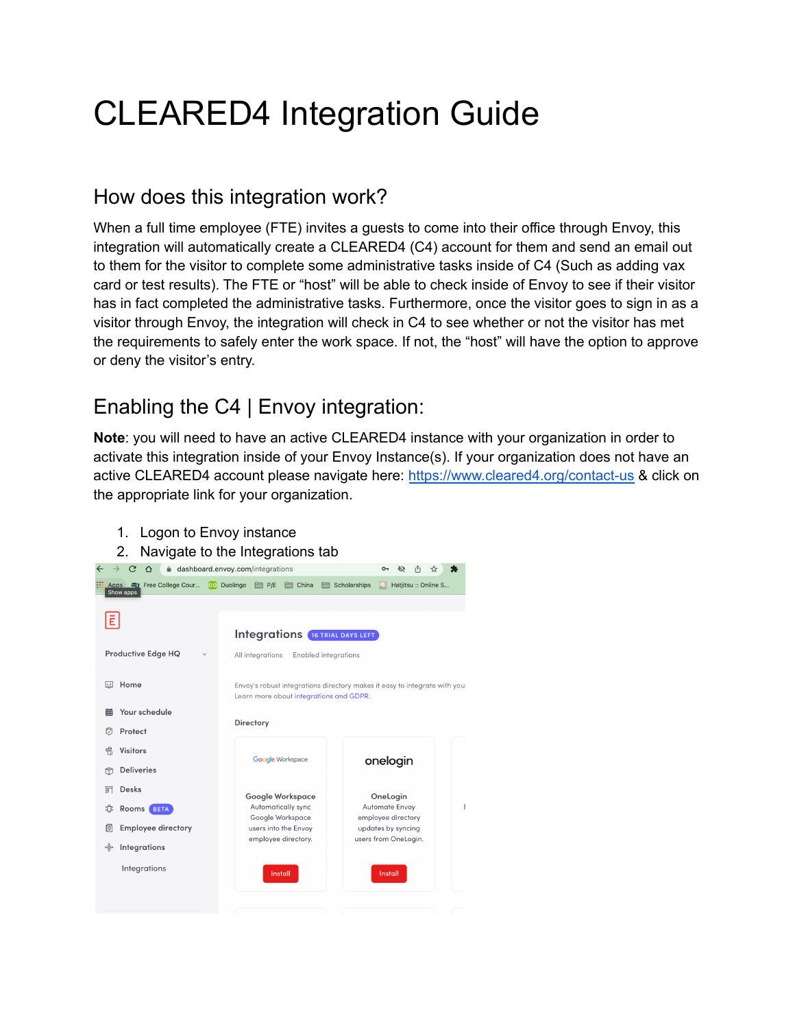# CLEARED4 Integration Guide

## How does this integration work?

When a full time employee (FTE) invites a guests to come into their office through Envoy, this integration will automatically create a CLEARED4 (C4) account for them and send an email out to them for the visitor to complete some administrative tasks inside of C4 (Such as adding vax card or test results). The FTE or "host" will be able to check inside of Envoy to see if their visitor has in fact completed the administrative tasks. Furthermore, once the visitor goes to sign in as a visitor through Envoy, the integration will check in C4 to see whether or not the visitor has met the requirements to safely enter the work space. If not, the "host" will have the option to approve or deny the visitor's entry.

## Enabling the C4 | Envoy integration:

**Note**: you will need to have an active CLEARED4 instance with your organization in order to activate this integration inside of your Envoy Instance(s). If your organization does not have an active CLEARED4 account please navigate here: [https://www.cleared4.org/contact-us](https://www.cleared4.org/contact-us) & click on the appropriate link for your organization.

1. Logon to Envoy instance
2. Navigate to the Integrations tab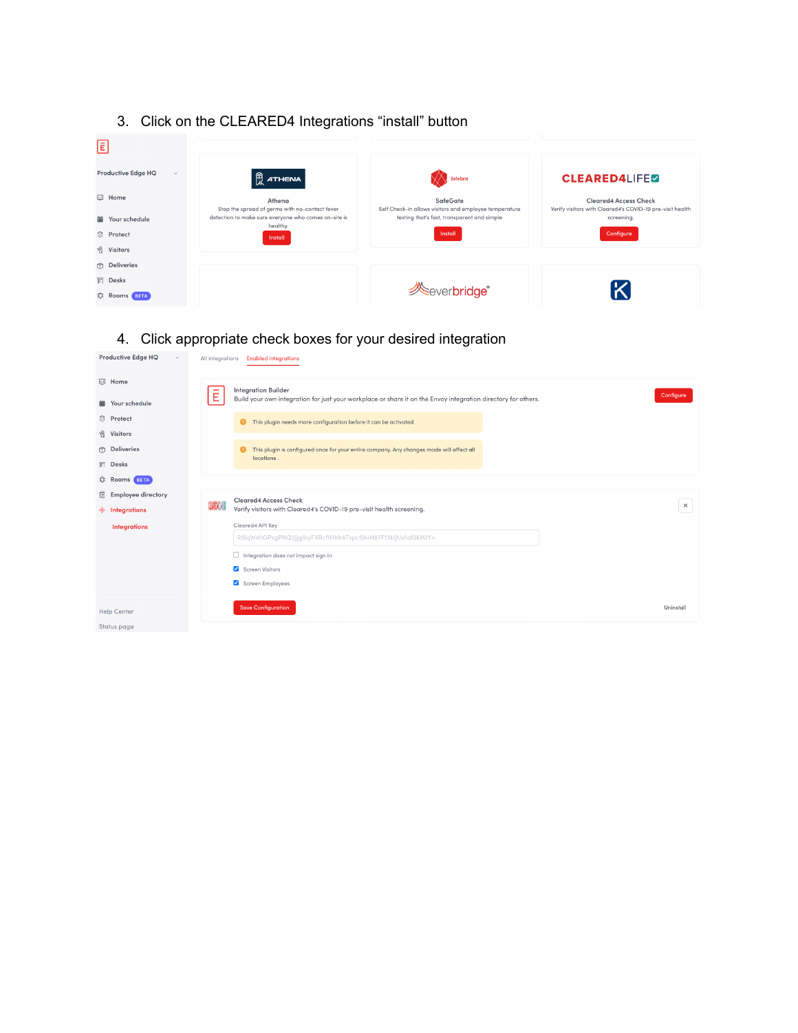3. Click on the CLEARED4 Integrations "install" button

Productive Edge HQ

Home

Your schedule

Protect

Visitors

Deliveries

Desks

Rooms BETA

ATHENA

Athena

Stop the spread of germs with no-contact fever detection to make sure everyone who comes on-site is healthy.

Install

SafeGate

SafeGate

Self Check-in allows visitors and employee temperature testing that's fast, transparent and simple

Install

CLEARED4LIFE

Cleared4 Access Check

Verify visitors with Cleared4's COVID-19 pre-visit health screening.

Configure

everbridge

4. Click appropriate check boxes for your desired integration

Productive Edge HQ

Home

Your schedule

Protect

Visitors

Deliveries

Desks

Rooms BETA

Employee directory

Integrations

Integrations

Help Center

Status page

All integrations Enabled integrations

Integration Builder

Build your own integration for just your workplace or share it on the Envoy integration directory for others.

Configure

This plugin needs more configuration before it can be activated.

This plugin is configured once for your entire company. Any changes made will affect all locations.

Cleared4 Access Check

Verify visitors with Cleared4's COVID-19 pre-visit health screening.

Cleared4 API Key

R5iqW4hGPsgPNQ2jjglbyFXRcffHMrkTvpc59vH67F13kIjUxhdUkVUY=

- [ ] Integration does not impact sign in
- [x] Screen Visitors
- [x] Screen Employees

Save Configuration

Uninstall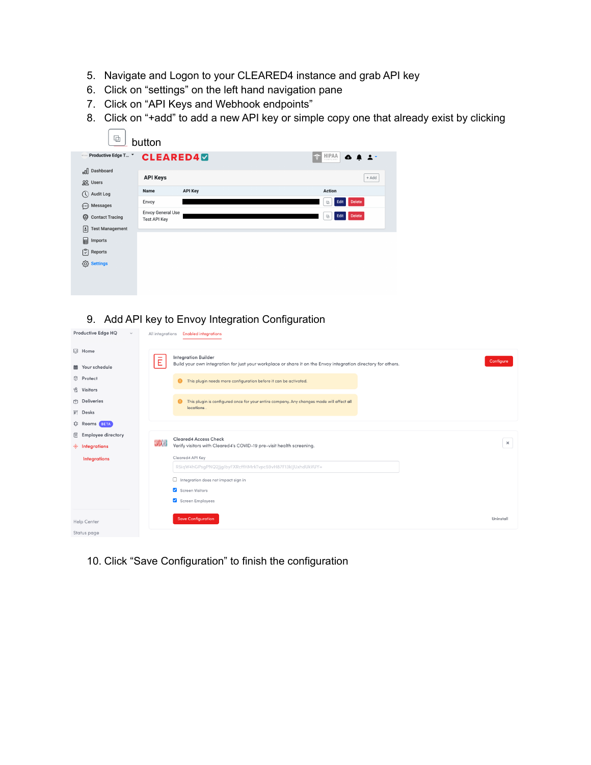5. Navigate and Logon to your CLEARED4 instance and grab API key
6. Click on “settings” on the left hand navigation pane
7. Click on “API Keys and Webhook endpoints”
8. Click on “+add” to add a new API key or simple copy one that already exist by clicking button

9. Add API key to Envoy Integration Configuration

10. Click “Save Configuration” to finish the configuration